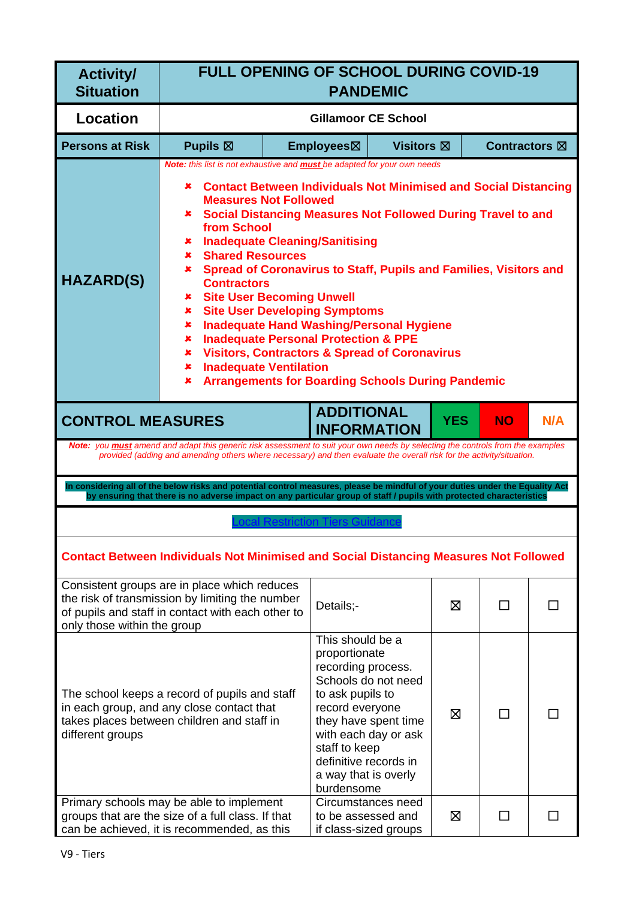| Activity/ Situation | FULL OPENING OF SCHOOL DURING COVID-19 PANDEMIC | | | |
|---|---|---|---|---|
| **Location** | **Gillamoor CE School** | | | |
| **Persons at Risk** | **Pupils ☒** | **Employees☒** | **Visitors ☒** | **Contractors ☒** |

**HAZARD(S)**

***Note:** this list is not exhaustive and **must** be adapted for your own needs*

- **Contact Between Individuals Not Minimised and Social Distancing Measures Not Followed**
- **Social Distancing Measures Not Followed During Travel to and from School**
- **Inadequate Cleaning/Sanitising**
- **Shared Resources**
- **Spread of Coronavirus to Staff, Pupils and Families, Visitors and Contractors**
- **Site User Becoming Unwell**
- **Site User Developing Symptoms**
- **Inadequate Hand Washing/Personal Hygiene**
- **Inadequate Personal Protection & PPE**
- **Visitors, Contractors & Spread of Coronavirus**
- **Inadequate Ventilation**
- **Arrangements for Boarding Schools During Pandemic**

***Note:** you **must** amend and adapt this generic risk assessment to suit your own needs by selecting the controls from the examples provided (adding and amending others where necessary) and then evaluate the overall risk for the activity/situation.*

**In considering all of the below risks and potential control measures, please be mindful of your duties under the Equality Act by ensuring that there is no adverse impact on any particular group of staff / pupils with protected characteristics**

[Local Restriction Tiers Guidance]

**Contact Between Individuals Not Minimised and Social Distancing Measures Not Followed**

| CONTROL MEASURES | ADDITIONAL INFORMATION | YES | NO | N/A |
|---|---|---|---|---|
| Consistent groups are in place which reduces the risk of transmission by limiting the number of pupils and staff in contact with each other to only those within the group | Details;- | ☒ | ☐ | ☐ |
| The school keeps a record of pupils and staff in each group, and any close contact that takes places between children and staff in different groups | This should be a proportionate recording process. Schools do not need to ask pupils to record everyone they have spent time with each day or ask staff to keep definitive records in a way that is overly burdensome | ☒ | ☐ | ☐ |
| Primary schools may be able to implement groups that are the size of a full class. If that can be achieved, it is recommended, as this | Circumstances need to be assessed and if class-sized groups | ☒ | ☐ | ☐ |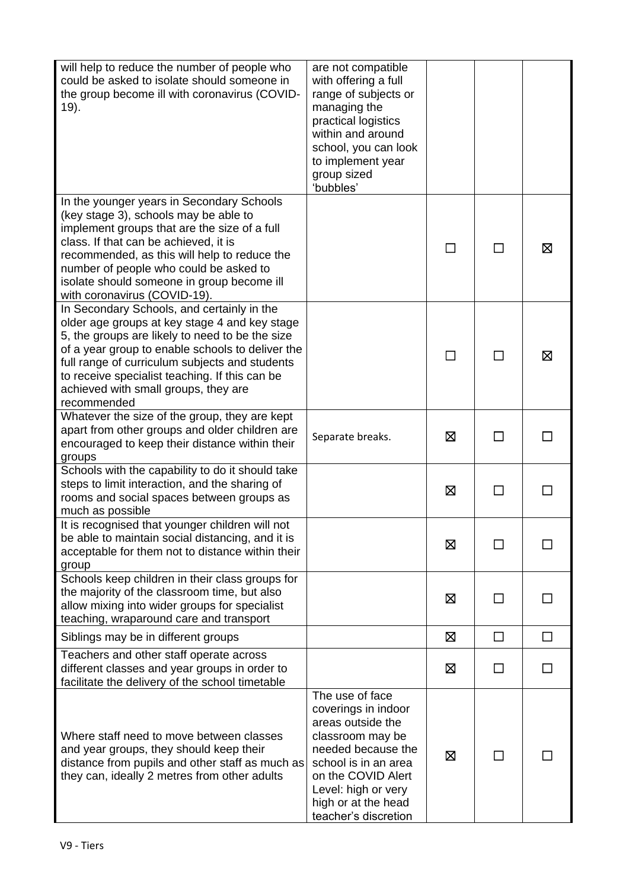| | | | | |
|---|---|---|---|---|
| will help to reduce the number of people who could be asked to isolate should someone in the group become ill with coronavirus (COVID-19). | are not compatible with offering a full range of subjects or managing the practical logistics within and around school, you can look to implement year group sized 'bubbles' | | | |
| In the younger years in Secondary Schools (key stage 3), schools may be able to implement groups that are the size of a full class. If that can be achieved, it is recommended, as this will help to reduce the number of people who could be asked to isolate should someone in group become ill with coronavirus (COVID-19). | | ☐ | ☐ | ☒ |
| In Secondary Schools, and certainly in the older age groups at key stage 4 and key stage 5, the groups are likely to need to be the size of a year group to enable schools to deliver the full range of curriculum subjects and students to receive specialist teaching. If this can be achieved with small groups, they are recommended | | ☐ | ☐ | ☒ |
| Whatever the size of the group, they are kept apart from other groups and older children are encouraged to keep their distance within their groups | Separate breaks. | ☒ | ☐ | ☐ |
| Schools with the capability to do it should take steps to limit interaction, and the sharing of rooms and social spaces between groups as much as possible | | ☒ | ☐ | ☐ |
| It is recognised that younger children will not be able to maintain social distancing, and it is acceptable for them not to distance within their group | | ☒ | ☐ | ☐ |
| Schools keep children in their class groups for the majority of the classroom time, but also allow mixing into wider groups for specialist teaching, wraparound care and transport | | ☒ | ☐ | ☐ |
| Siblings may be in different groups | | ☒ | ☐ | ☐ |
| Teachers and other staff operate across different classes and year groups in order to facilitate the delivery of the school timetable | | ☒ | ☐ | ☐ |
| Where staff need to move between classes and year groups, they should keep their distance from pupils and other staff as much as they can, ideally 2 metres from other adults | The use of face coverings in indoor areas outside the classroom may be needed because the school is in an area on the COVID Alert Level: high or very high or at the head teacher's discretion | ☒ | ☐ | ☐ |

V9 - Tiers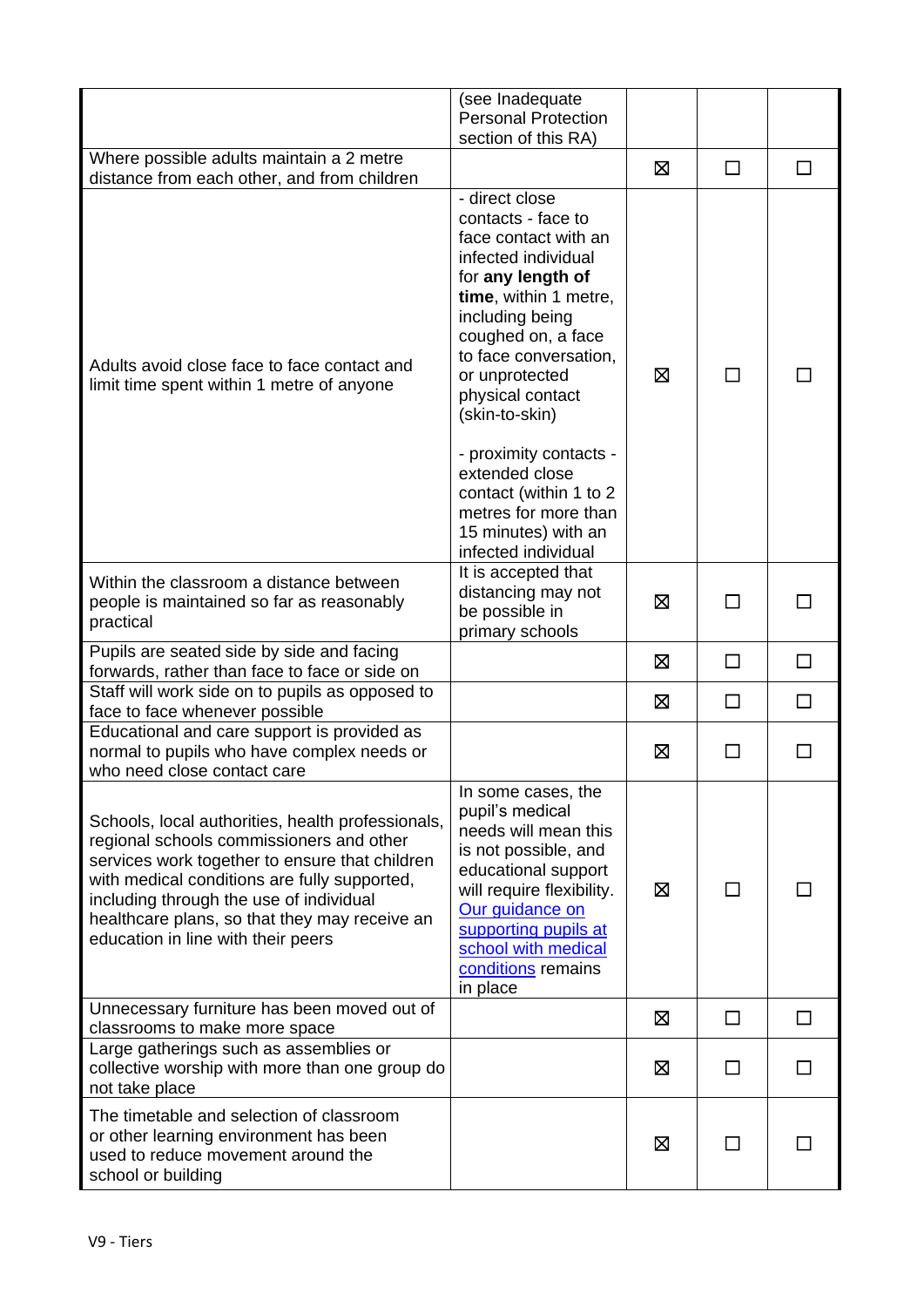| | | | | |
|---|---|---|---|---|
| | (see Inadequate Personal Protection section of this RA) | | | |
| Where possible adults maintain a 2 metre distance from each other, and from children | | ☒ | ☐ | ☐ |
| Adults avoid close face to face contact and limit time spent within 1 metre of anyone | - direct close contacts - face to face contact with an infected individual for **any length of time**, within 1 metre, including being coughed on, a face to face conversation, or unprotected physical contact (skin-to-skin)<br><br>- proximity contacts - extended close contact (within 1 to 2 metres for more than 15 minutes) with an infected individual | ☒ | ☐ | ☐ |
| Within the classroom a distance between people is maintained so far as reasonably practical | It is accepted that distancing may not be possible in primary schools | ☒ | ☐ | ☐ |
| Pupils are seated side by side and facing forwards, rather than face to face or side on | | ☒ | ☐ | ☐ |
| Staff will work side on to pupils as opposed to face to face whenever possible | | ☒ | ☐ | ☐ |
| Educational and care support is provided as normal to pupils who have complex needs or who need close contact care | | ☒ | ☐ | ☐ |
| Schools, local authorities, health professionals, regional schools commissioners and other services work together to ensure that children with medical conditions are fully supported, including through the use of individual healthcare plans, so that they may receive an education in line with their peers | In some cases, the pupil's medical needs will mean this is not possible, and educational support will require flexibility. [Our guidance on supporting pupils at school with medical conditions] remains in place | ☒ | ☐ | ☐ |
| Unnecessary furniture has been moved out of classrooms to make more space | | ☒ | ☐ | ☐ |
| Large gatherings such as assemblies or collective worship with more than one group do not take place | | ☒ | ☐ | ☐ |
| The timetable and selection of classroom or other learning environment has been used to reduce movement around the school or building | | ☒ | ☐ | ☐ |

V9 - Tiers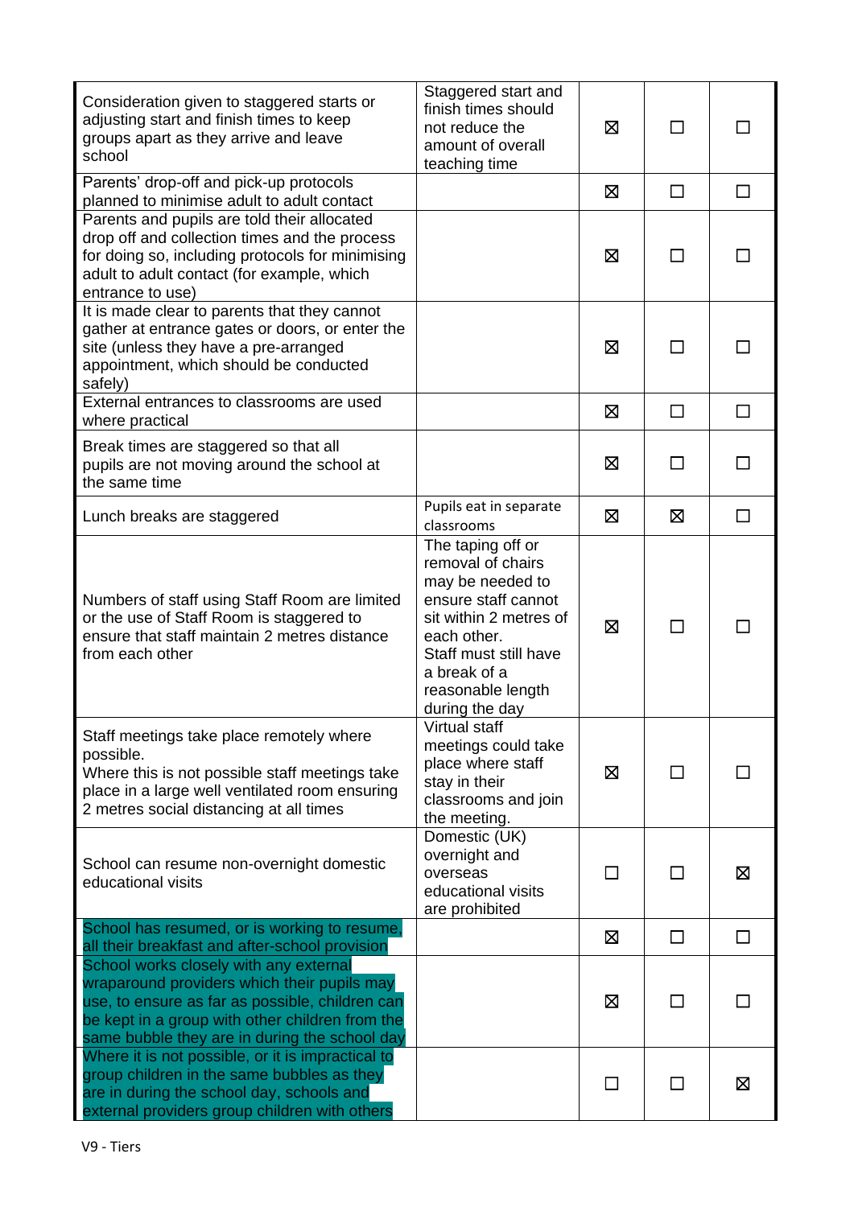| | | | | |
|---|---|---|---|---|
| Consideration given to staggered starts or adjusting start and finish times to keep groups apart as they arrive and leave school | Staggered start and finish times should not reduce the amount of overall teaching time | ☒ | ☐ | ☐ |
| Parents' drop-off and pick-up protocols planned to minimise adult to adult contact | | ☒ | ☐ | ☐ |
| Parents and pupils are told their allocated drop off and collection times and the process for doing so, including protocols for minimising adult to adult contact (for example, which entrance to use) | | ☒ | ☐ | ☐ |
| It is made clear to parents that they cannot gather at entrance gates or doors, or enter the site (unless they have a pre-arranged appointment, which should be conducted safely) | | ☒ | ☐ | ☐ |
| External entrances to classrooms are used where practical | | ☒ | ☐ | ☐ |
| Break times are staggered so that all pupils are not moving around the school at the same time | | ☒ | ☐ | ☐ |
| Lunch breaks are staggered | Pupils eat in separate classrooms | ☒ | ☒ | ☐ |
| Numbers of staff using Staff Room are limited or the use of Staff Room is staggered to ensure that staff maintain 2 metres distance from each other | The taping off or removal of chairs may be needed to ensure staff cannot sit within 2 metres of each other. Staff must still have a break of a reasonable length during the day | ☒ | ☐ | ☐ |
| Staff meetings take place remotely where possible. Where this is not possible staff meetings take place in a large well ventilated room ensuring 2 metres social distancing at all times | Virtual staff meetings could take place where staff stay in their classrooms and join the meeting. | ☒ | ☐ | ☐ |
| School can resume non-overnight domestic educational visits | Domestic (UK) overnight and overseas educational visits are prohibited | ☐ | ☐ | ☒ |
| School has resumed, or is working to resume, all their breakfast and after-school provision | | ☒ | ☐ | ☐ |
| School works closely with any external wraparound providers which their pupils may use, to ensure as far as possible, children can be kept in a group with other children from the same bubble they are in during the school day | | ☒ | ☐ | ☐ |
| Where it is not possible, or it is impractical to group children in the same bubbles as they are in during the school day, schools and external providers group children with others | | ☐ | ☐ | ☒ |

V9 - Tiers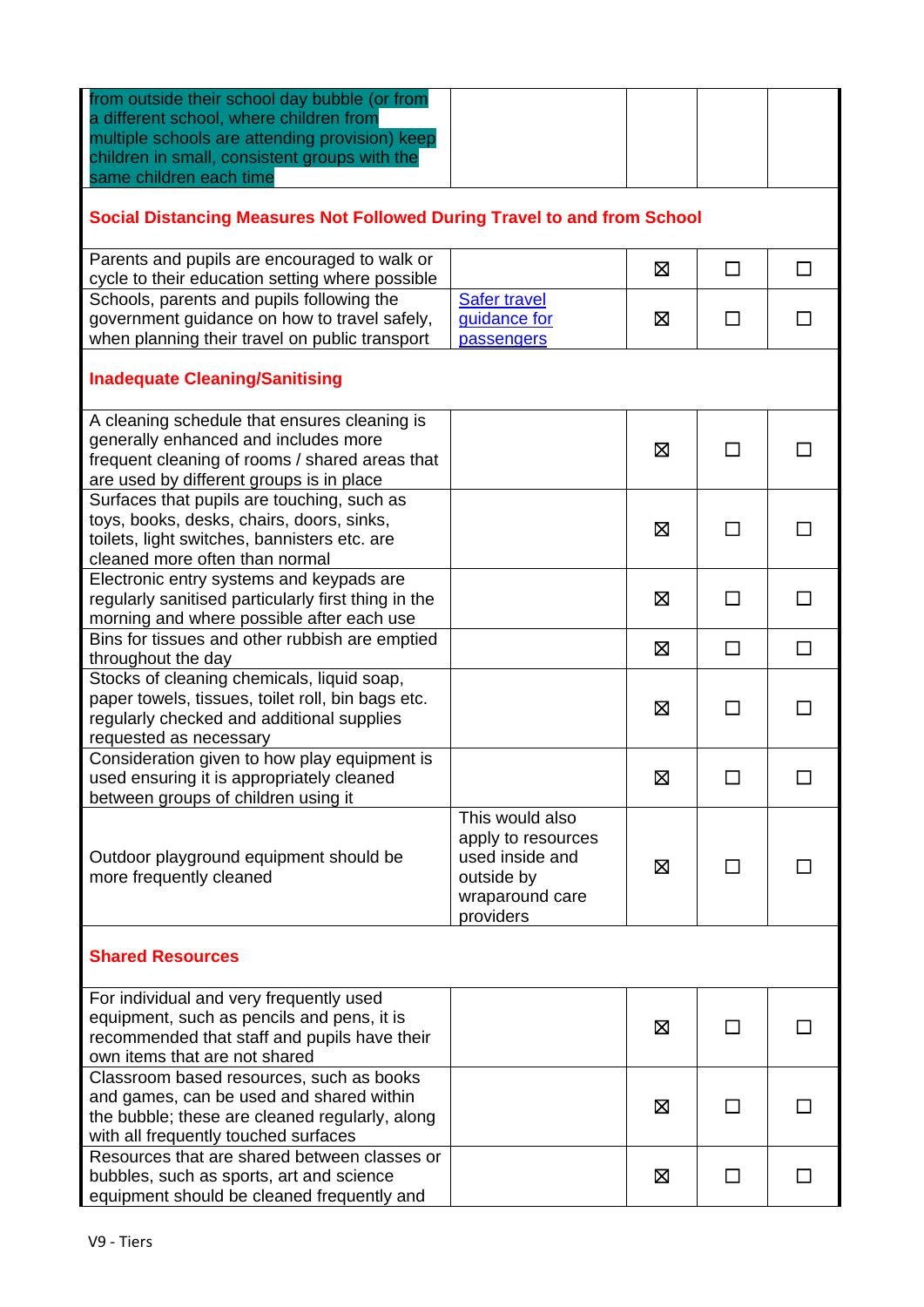| | | | | |
|---|---|---|---|---|
| from outside their school day bubble (or from a different school, where children from multiple schools are attending provision) keep children in small, consistent groups with the same children each time | | | | |
| **Social Distancing Measures Not Followed During Travel to and from School** | | | | |
| Parents and pupils are encouraged to walk or cycle to their education setting where possible | | ☒ | ☐ | ☐ |
| Schools, parents and pupils following the government guidance on how to travel safely, when planning their travel on public transport | [Safer travel guidance for passengers]() | ☒ | ☐ | ☐ |
| **Inadequate Cleaning/Sanitising** | | | | |
| A cleaning schedule that ensures cleaning is generally enhanced and includes more frequent cleaning of rooms / shared areas that are used by different groups is in place | | ☒ | ☐ | ☐ |
| Surfaces that pupils are touching, such as toys, books, desks, chairs, doors, sinks, toilets, light switches, bannisters etc. are cleaned more often than normal | | ☒ | ☐ | ☐ |
| Electronic entry systems and keypads are regularly sanitised particularly first thing in the morning and where possible after each use | | ☒ | ☐ | ☐ |
| Bins for tissues and other rubbish are emptied throughout the day | | ☒ | ☐ | ☐ |
| Stocks of cleaning chemicals, liquid soap, paper towels, tissues, toilet roll, bin bags etc. regularly checked and additional supplies requested as necessary | | ☒ | ☐ | ☐ |
| Consideration given to how play equipment is used ensuring it is appropriately cleaned between groups of children using it | | ☒ | ☐ | ☐ |
| Outdoor playground equipment should be more frequently cleaned | This would also apply to resources used inside and outside by wraparound care providers | ☒ | ☐ | ☐ |
| **Shared Resources** | | | | |
| For individual and very frequently used equipment, such as pencils and pens, it is recommended that staff and pupils have their own items that are not shared | | ☒ | ☐ | ☐ |
| Classroom based resources, such as books and games, can be used and shared within the bubble; these are cleaned regularly, along with all frequently touched surfaces | | ☒ | ☐ | ☐ |
| Resources that are shared between classes or bubbles, such as sports, art and science equipment should be cleaned frequently and | | ☒ | ☐ | ☐ |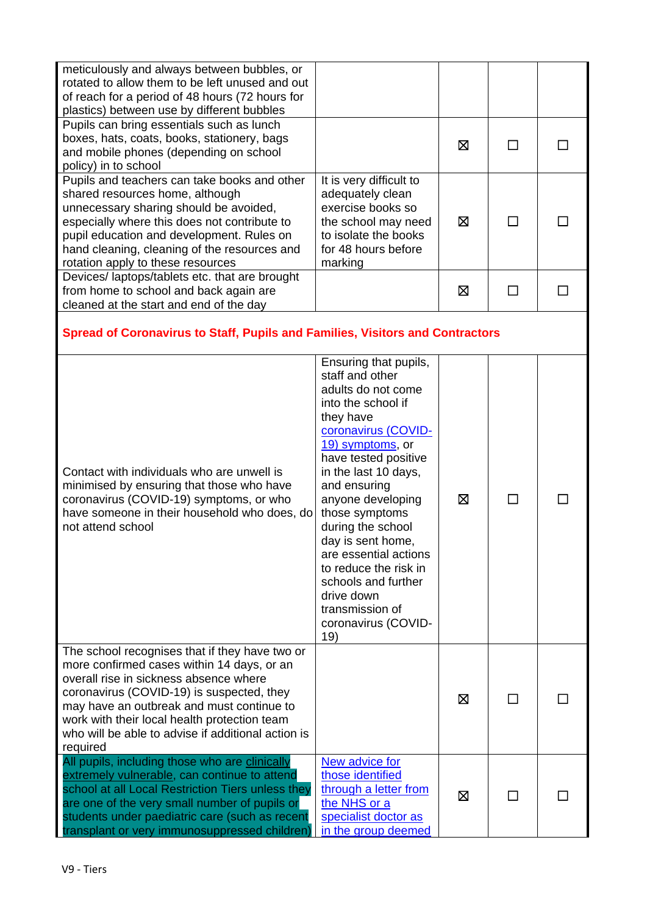| | | | | |
|---|---|---|---|---|
| meticulously and always between bubbles, or rotated to allow them to be left unused and out of reach for a period of 48 hours (72 hours for plastics) between use by different bubbles | | | | |
| Pupils can bring essentials such as lunch boxes, hats, coats, books, stationery, bags and mobile phones (depending on school policy) in to school | | ☒ | ☐ | ☐ |
| Pupils and teachers can take books and other shared resources home, although unnecessary sharing should be avoided, especially where this does not contribute to pupil education and development. Rules on hand cleaning, cleaning of the resources and rotation apply to these resources | It is very difficult to adequately clean exercise books so the school may need to isolate the books for 48 hours before marking | ☒ | ☐ | ☐ |
| Devices/ laptops/tablets etc. that are brought from home to school and back again are cleaned at the start and end of the day | | ☒ | ☐ | ☐ |
| **Spread of Coronavirus to Staff, Pupils and Families, Visitors and Contractors** | | | | |
| Contact with individuals who are unwell is minimised by ensuring that those who have coronavirus (COVID-19) symptoms, or who have someone in their household who does, do not attend school | Ensuring that pupils, staff and other adults do not come into the school if they have coronavirus (COVID-19) symptoms, or have tested positive in the last 10 days, and ensuring anyone developing those symptoms during the school day is sent home, are essential actions to reduce the risk in schools and further drive down transmission of coronavirus (COVID-19) | ☒ | ☐ | ☐ |
| The school recognises that if they have two or more confirmed cases within 14 days, or an overall rise in sickness absence where coronavirus (COVID-19) is suspected, they may have an outbreak and must continue to work with their local health protection team who will be able to advise if additional action is required | | ☒ | ☐ | ☐ |
| All pupils, including those who are clinically extremely vulnerable, can continue to attend school at all Local Restriction Tiers unless they are one of the very small number of pupils or students under paediatric care (such as recent transplant or very immunosuppressed children) | New advice for those identified through a letter from the NHS or a specialist doctor as in the group deemed | ☒ | ☐ | ☐ |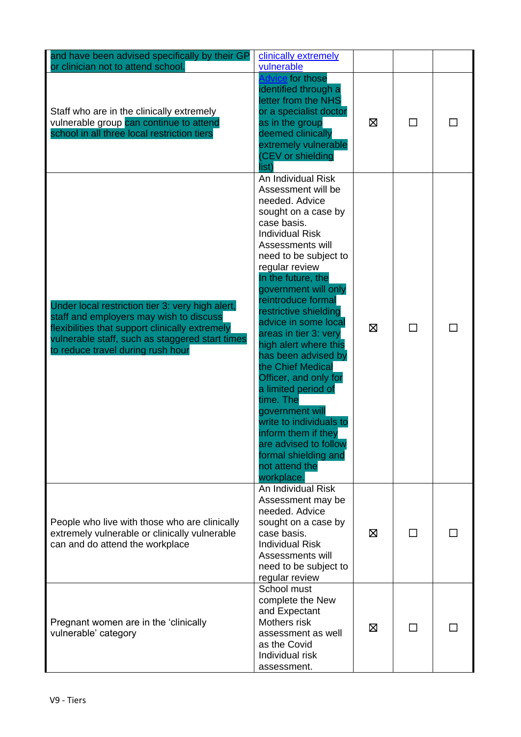| | | | | |
|---|---|---|---|---|
| and have been advised specifically by their GP or clinician not to attend school. | clinically extremely vulnerable | | | |
| Staff who are in the clinically extremely vulnerable group can continue to attend school in all three local restriction tiers | Advice for those identified through a letter from the NHS or a specialist doctor as in the group deemed clinically extremely vulnerable (CEV or shielding list) | ☒ | ☐ | ☐ |
| Under local restriction tier 3: very high alert, staff and employers may wish to discuss flexibilities that support clinically extremely vulnerable staff, such as staggered start times to reduce travel during rush hour | An Individual Risk Assessment will be needed. Advice sought on a case by case basis. Individual Risk Assessments will need to be subject to regular review In the future, the government will only reintroduce formal restrictive shielding advice in some local areas in tier 3: very high alert where this has been advised by the Chief Medical Officer, and only for a limited period of time. The government will write to individuals to inform them if they are advised to follow formal shielding and not attend the workplace. | ☒ | ☐ | ☐ |
| People who live with those who are clinically extremely vulnerable or clinically vulnerable can and do attend the workplace | An Individual Risk Assessment may be needed. Advice sought on a case by case basis. Individual Risk Assessments will need to be subject to regular review | ☒ | ☐ | ☐ |
| Pregnant women are in the 'clinically vulnerable' category | School must complete the New and Expectant Mothers risk assessment as well as the Covid Individual risk assessment. | ☒ | ☐ | ☐ |

V9 - Tiers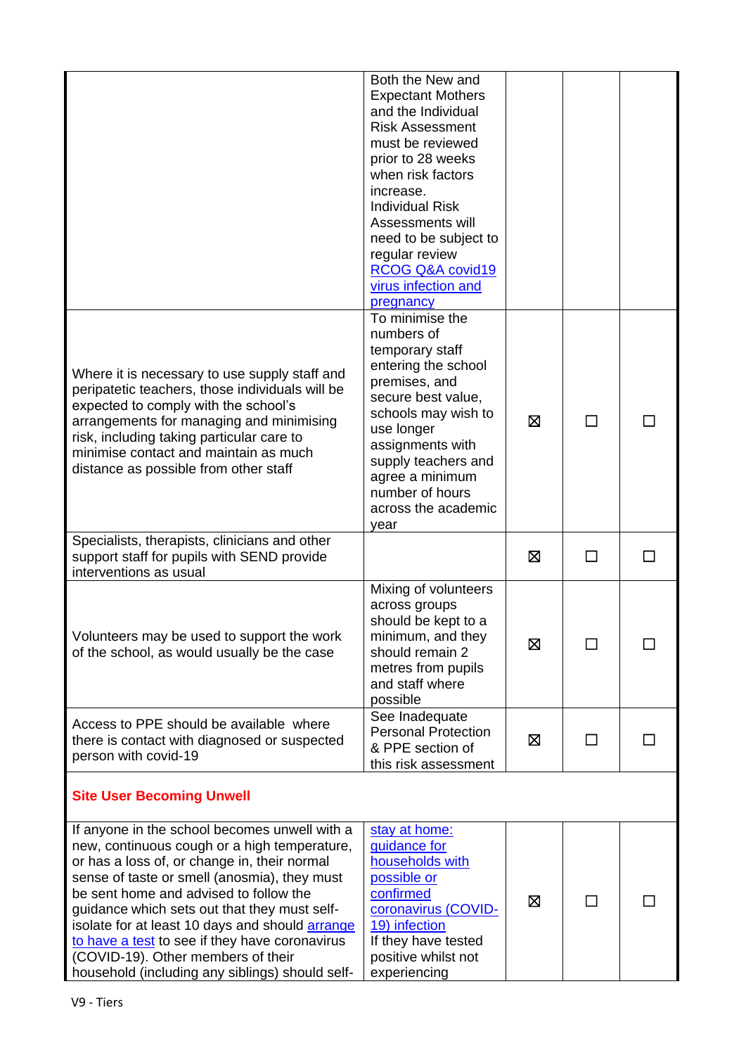| | | | | |
|---|---|---|---|---|
| | Both the New and Expectant Mothers and the Individual Risk Assessment must be reviewed prior to 28 weeks when risk factors increase. Individual Risk Assessments will need to be subject to regular review [RCOG Q&A covid19 virus infection and pregnancy]() | | | |
| Where it is necessary to use supply staff and peripatetic teachers, those individuals will be expected to comply with the school's arrangements for managing and minimising risk, including taking particular care to minimise contact and maintain as much distance as possible from other staff | To minimise the numbers of temporary staff entering the school premises, and secure best value, schools may wish to use longer assignments with supply teachers and agree a minimum number of hours across the academic year | ☒ | ☐ | ☐ |
| Specialists, therapists, clinicians and other support staff for pupils with SEND provide interventions as usual | | ☒ | ☐ | ☐ |
| Volunteers may be used to support the work of the school, as would usually be the case | Mixing of volunteers across groups should be kept to a minimum, and they should remain 2 metres from pupils and staff where possible | ☒ | ☐ | ☐ |
| Access to PPE should be available where there is contact with diagnosed or suspected person with covid-19 | See Inadequate Personal Protection & PPE section of this risk assessment | ☒ | ☐ | ☐ |
| **Site User Becoming Unwell** | | | | |
| If anyone in the school becomes unwell with a new, continuous cough or a high temperature, or has a loss of, or change in, their normal sense of taste or smell (anosmia), they must be sent home and advised to follow the guidance which sets out that they must self-isolate for at least 10 days and should [arrange to have a test]() to see if they have coronavirus (COVID-19). Other members of their household (including any siblings) should self- | [stay at home: guidance for households with possible or confirmed coronavirus (COVID-19) infection]() If they have tested positive whilst not experiencing | ☒ | ☐ | ☐ |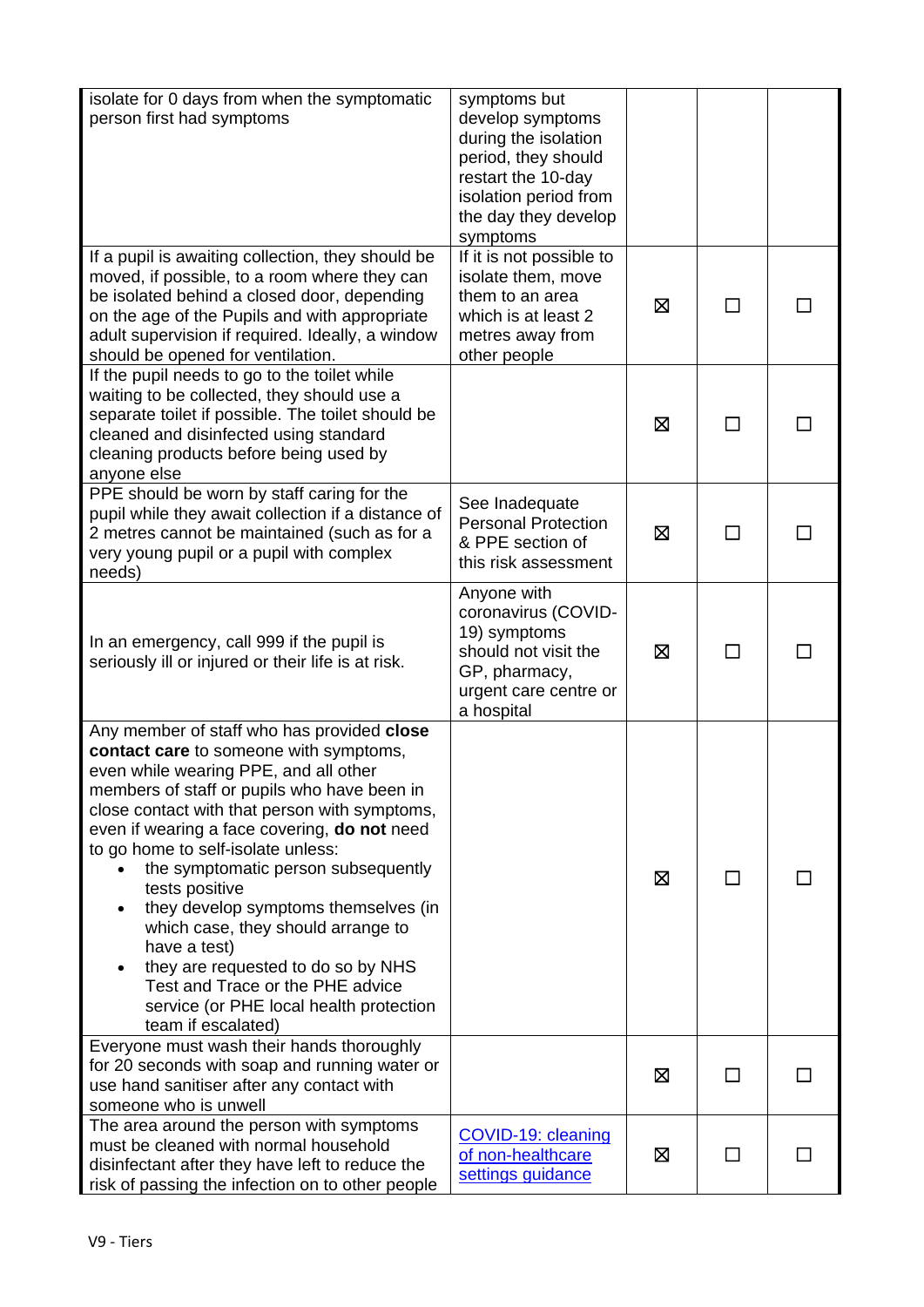| | | | | |
|---|---|---|---|---|
| isolate for 0 days from when the symptomatic person first had symptoms | symptoms but develop symptoms during the isolation period, they should restart the 10-day isolation period from the day they develop symptoms | | | |
| If a pupil is awaiting collection, they should be moved, if possible, to a room where they can be isolated behind a closed door, depending on the age of the Pupils and with appropriate adult supervision if required. Ideally, a window should be opened for ventilation. | If it is not possible to isolate them, move them to an area which is at least 2 metres away from other people | ☒ | ☐ | ☐ |
| If the pupil needs to go to the toilet while waiting to be collected, they should use a separate toilet if possible. The toilet should be cleaned and disinfected using standard cleaning products before being used by anyone else | | ☒ | ☐ | ☐ |
| PPE should be worn by staff caring for the pupil while they await collection if a distance of 2 metres cannot be maintained (such as for a very young pupil or a pupil with complex needs) | See Inadequate Personal Protection & PPE section of this risk assessment | ☒ | ☐ | ☐ |
| In an emergency, call 999 if the pupil is seriously ill or injured or their life is at risk. | Anyone with coronavirus (COVID-19) symptoms should not visit the GP, pharmacy, urgent care centre or a hospital | ☒ | ☐ | ☐ |
| Any member of staff who has provided **close contact care** to someone with symptoms, even while wearing PPE, and all other members of staff or pupils who have been in close contact with that person with symptoms, even if wearing a face covering, **do not** need to go home to self-isolate unless:<br>• the symptomatic person subsequently tests positive<br>• they develop symptoms themselves (in which case, they should arrange to have a test)<br>• they are requested to do so by NHS Test and Trace or the PHE advice service (or PHE local health protection team if escalated) | | ☒ | ☐ | ☐ |
| Everyone must wash their hands thoroughly for 20 seconds with soap and running water or use hand sanitiser after any contact with someone who is unwell | | ☒ | ☐ | ☐ |
| The area around the person with symptoms must be cleaned with normal household disinfectant after they have left to reduce the risk of passing the infection on to other people | COVID-19: cleaning of non-healthcare settings guidance | ☒ | ☐ | ☐ |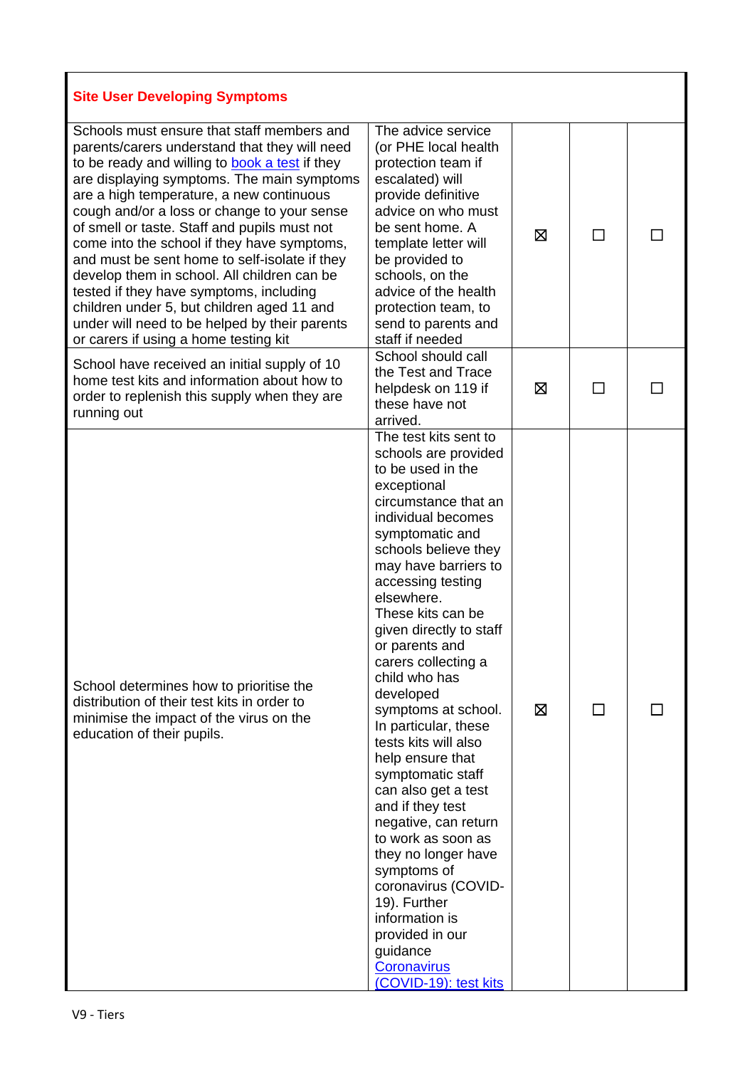| Site User Developing Symptoms | | | | |
|---|---|---|---|---|
| Schools must ensure that staff members and parents/carers understand that they will need to be ready and willing to [book a test]() if they are displaying symptoms. The main symptoms are a high temperature, a new continuous cough and/or a loss or change to your sense of smell or taste. Staff and pupils must not come into the school if they have symptoms, and must be sent home to self-isolate if they develop them in school. All children can be tested if they have symptoms, including children under 5, but children aged 11 and under will need to be helped by their parents or carers if using a home testing kit | The advice service (or PHE local health protection team if escalated) will provide definitive advice on who must be sent home. A template letter will be provided to schools, on the advice of the health protection team, to send to parents and staff if needed | ☒ | ☐ | ☐ |
| School have received an initial supply of 10 home test kits and information about how to order to replenish this supply when they are running out | School should call the Test and Trace helpdesk on 119 if these have not arrived. | ☒ | ☐ | ☐ |
| School determines how to prioritise the distribution of their test kits in order to minimise the impact of the virus on the education of their pupils. | The test kits sent to schools are provided to be used in the exceptional circumstance that an individual becomes symptomatic and schools believe they may have barriers to accessing testing elsewhere. These kits can be given directly to staff or parents and carers collecting a child who has developed symptoms at school. In particular, these tests kits will also help ensure that symptomatic staff can also get a test and if they test negative, can return to work as soon as they no longer have symptoms of coronavirus (COVID-19). Further information is provided in our guidance [Coronavirus (COVID-19): test kits]() | ☒ | ☐ | ☐ |

V9 - Tiers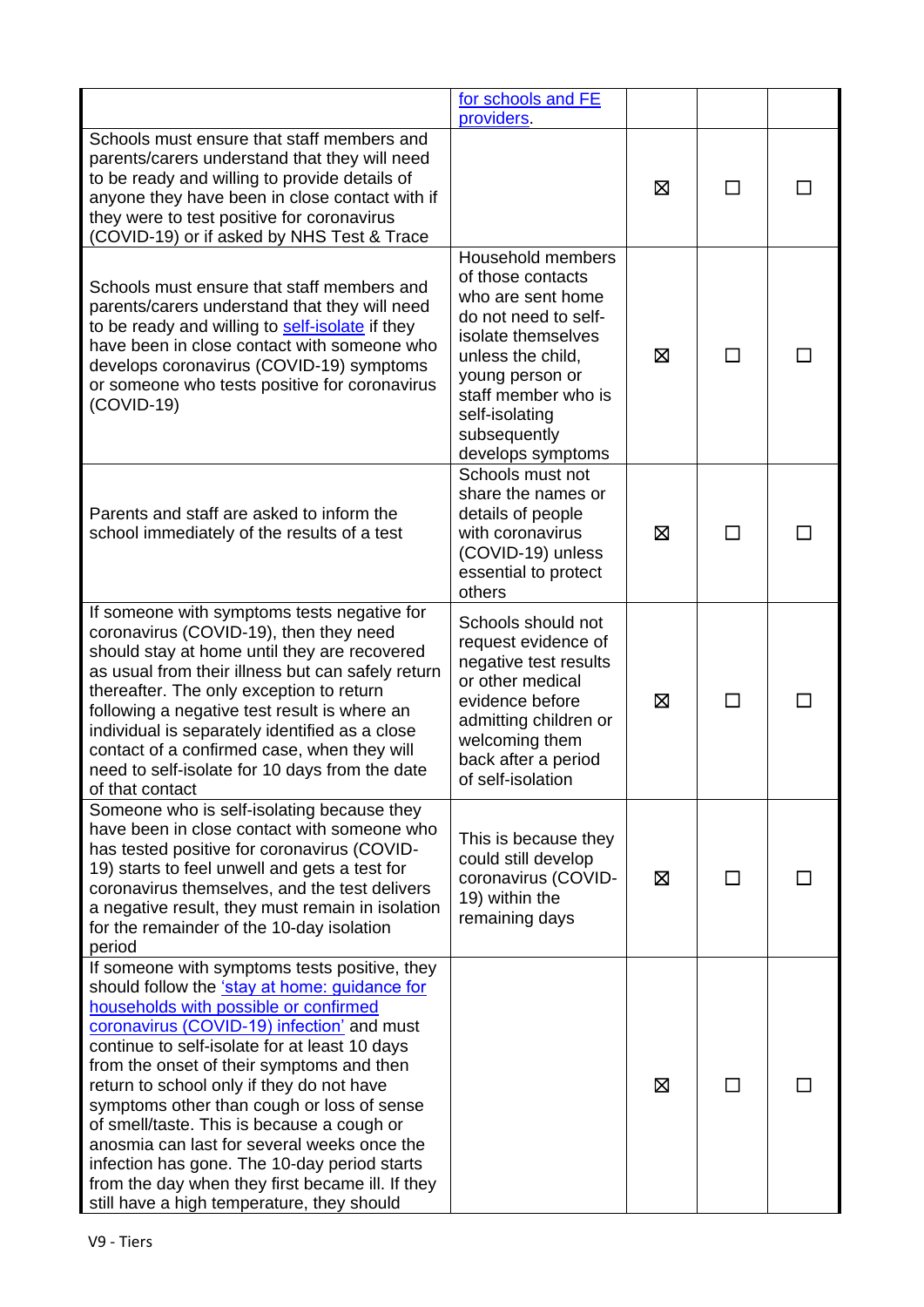| | | | | |
|---|---|---|---|---|
| | for schools and FE providers. | | | |
| Schools must ensure that staff members and parents/carers understand that they will need to be ready and willing to provide details of anyone they have been in close contact with if they were to test positive for coronavirus (COVID-19) or if asked by NHS Test & Trace | | ☒ | ☐ | ☐ |
| Schools must ensure that staff members and parents/carers understand that they will need to be ready and willing to self-isolate if they have been in close contact with someone who develops coronavirus (COVID-19) symptoms or someone who tests positive for coronavirus (COVID-19) | Household members of those contacts who are sent home do not need to self-isolate themselves unless the child, young person or staff member who is self-isolating subsequently develops symptoms | ☒ | ☐ | ☐ |
| Parents and staff are asked to inform the school immediately of the results of a test | Schools must not share the names or details of people with coronavirus (COVID-19) unless essential to protect others | ☒ | ☐ | ☐ |
| If someone with symptoms tests negative for coronavirus (COVID-19), then they need should stay at home until they are recovered as usual from their illness but can safely return thereafter. The only exception to return following a negative test result is where an individual is separately identified as a close contact of a confirmed case, when they will need to self-isolate for 10 days from the date of that contact | Schools should not request evidence of negative test results or other medical evidence before admitting children or welcoming them back after a period of self-isolation | ☒ | ☐ | ☐ |
| Someone who is self-isolating because they have been in close contact with someone who has tested positive for coronavirus (COVID-19) starts to feel unwell and gets a test for coronavirus themselves, and the test delivers a negative result, they must remain in isolation for the remainder of the 10-day isolation period | This is because they could still develop coronavirus (COVID-19) within the remaining days | ☒ | ☐ | ☐ |
| If someone with symptoms tests positive, they should follow the 'stay at home: guidance for households with possible or confirmed coronavirus (COVID-19) infection' and must continue to self-isolate for at least 10 days from the onset of their symptoms and then return to school only if they do not have symptoms other than cough or loss of sense of smell/taste. This is because a cough or anosmia can last for several weeks once the infection has gone. The 10-day period starts from the day when they first became ill. If they still have a high temperature, they should | | ☒ | ☐ | ☐ |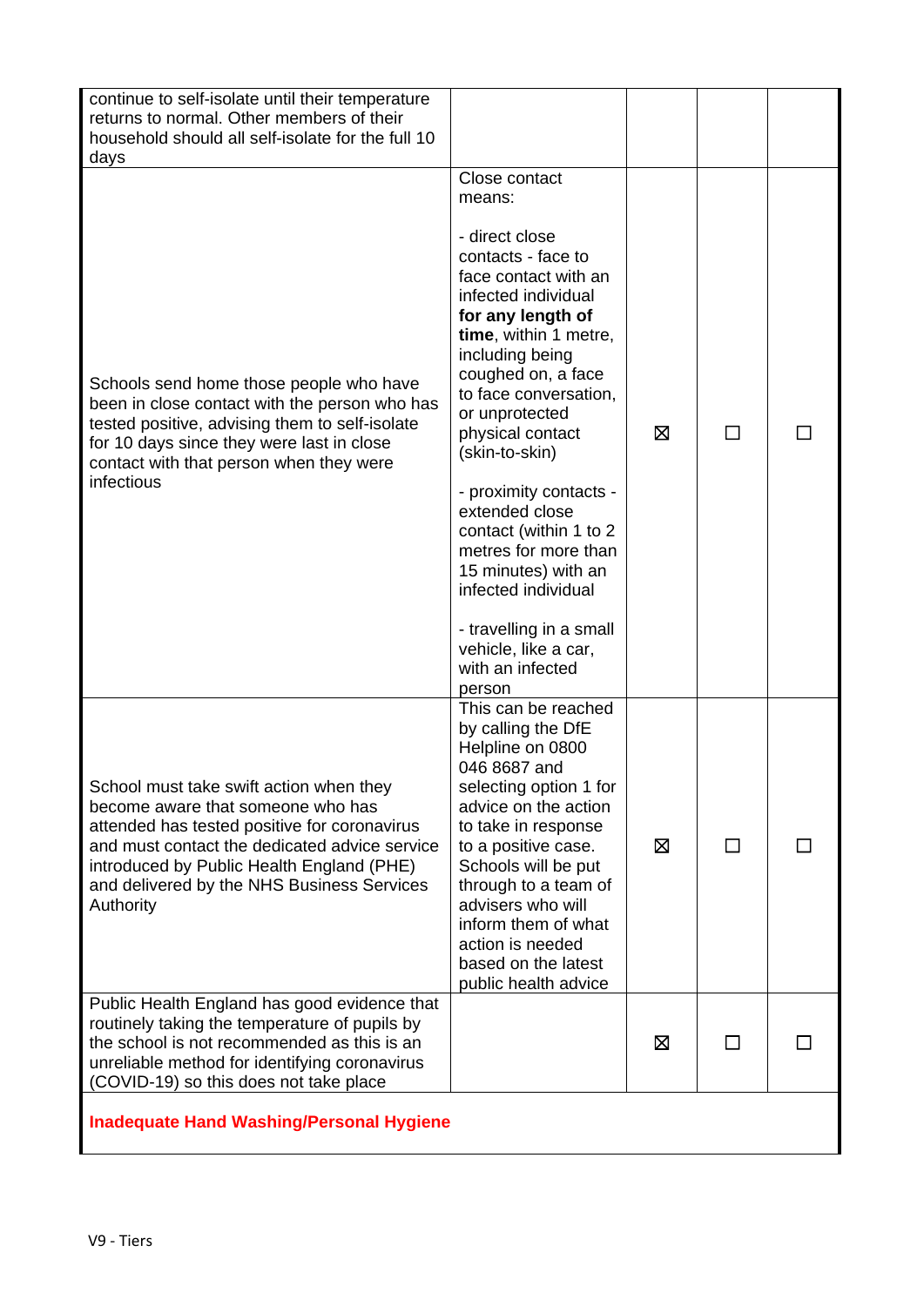| | | | | |
|---|---|---|---|---|
| continue to self-isolate until their temperature returns to normal. Other members of their household should all self-isolate for the full 10 days | | | | |
| Schools send home those people who have been in close contact with the person who has tested positive, advising them to self-isolate for 10 days since they were last in close contact with that person when they were infectious | Close contact means:<br><br>- direct close contacts - face to face contact with an infected individual **for any length of time**, within 1 metre, including being coughed on, a face to face conversation, or unprotected physical contact (skin-to-skin)<br><br>- proximity contacts - extended close contact (within 1 to 2 metres for more than 15 minutes) with an infected individual<br><br>- travelling in a small vehicle, like a car, with an infected person | ☒ | ☐ | ☐ |
| School must take swift action when they become aware that someone who has attended has tested positive for coronavirus and must contact the dedicated advice service introduced by Public Health England (PHE) and delivered by the NHS Business Services Authority | This can be reached by calling the DfE Helpline on 0800 046 8687 and selecting option 1 for advice on the action to take in response to a positive case. Schools will be put through to a team of advisers who will inform them of what action is needed based on the latest public health advice | ☒ | ☐ | ☐ |
| Public Health England has good evidence that routinely taking the temperature of pupils by the school is not recommended as this is an unreliable method for identifying coronavirus (COVID-19) so this does not take place | | ☒ | ☐ | ☐ |
| **Inadequate Hand Washing/Personal Hygiene** | | | | |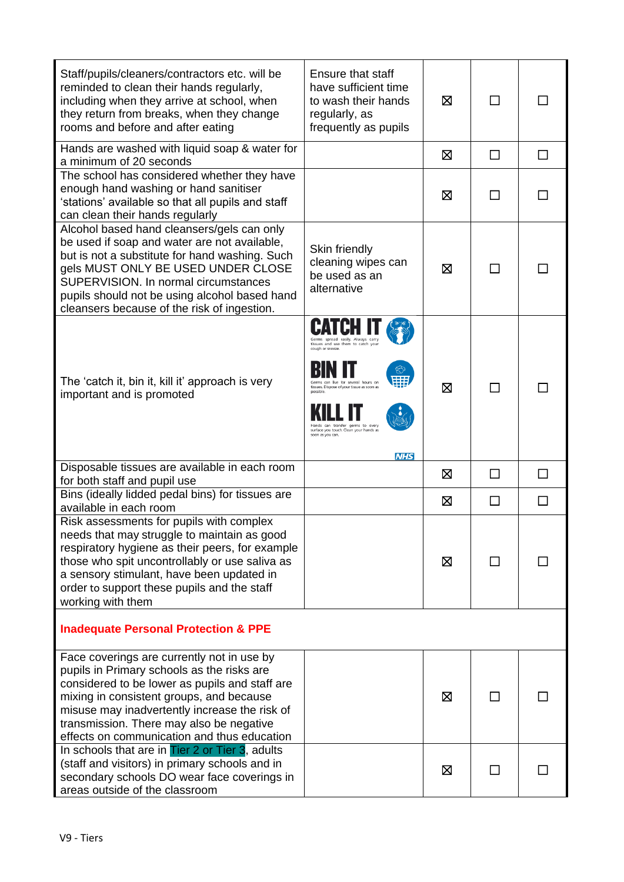| | | | | |
|---|---|---|---|---|
| Staff/pupils/cleaners/contractors etc. will be reminded to clean their hands regularly, including when they arrive at school, when they return from breaks, when they change rooms and before and after eating | Ensure that staff have sufficient time to wash their hands regularly, as frequently as pupils | ☒ | ☐ | ☐ |
| Hands are washed with liquid soap & water for a minimum of 20 seconds | | ☒ | ☐ | ☐ |
| The school has considered whether they have enough hand washing or hand sanitiser 'stations' available so that all pupils and staff can clean their hands regularly | | ☒ | ☐ | ☐ |
| Alcohol based hand cleansers/gels can only be used if soap and water are not available, but is not a substitute for hand washing. Such gels MUST ONLY BE USED UNDER CLOSE SUPERVISION. In normal circumstances pupils should not be using alcohol based hand cleansers because of the risk of ingestion. | Skin friendly cleaning wipes can be used as an alternative | ☒ | ☐ | ☐ |
| The 'catch it, bin it, kill it' approach is very important and is promoted | CATCH IT Germs spread easily. Always carry tissues and use them to catch your cough or sneeze. BIN IT Germs can live for several hours on tissues. Dispose of your tissue as soon as possible. KILL IT Hands can transfer germs to every surface you touch. Clean your hands as soon as you can. NHS | ☒ | ☐ | ☐ |
| Disposable tissues are available in each room for both staff and pupil use | | ☒ | ☐ | ☐ |
| Bins (ideally lidded pedal bins) for tissues are available in each room | | ☒ | ☐ | ☐ |
| Risk assessments for pupils with complex needs that may struggle to maintain as good respiratory hygiene as their peers, for example those who spit uncontrollably or use saliva as a sensory stimulant, have been updated in order to support these pupils and the staff working with them | | ☒ | ☐ | ☐ |
| **Inadequate Personal Protection & PPE** | | | | |
| Face coverings are currently not in use by pupils in Primary schools as the risks are considered to be lower as pupils and staff are mixing in consistent groups, and because misuse may inadvertently increase the risk of transmission. There may also be negative effects on communication and thus education | | ☒ | ☐ | ☐ |
| In schools that are in Tier 2 or Tier 3, adults (staff and visitors) in primary schools and in secondary schools DO wear face coverings in areas outside of the classroom | | ☒ | ☐ | ☐ |

V9 - Tiers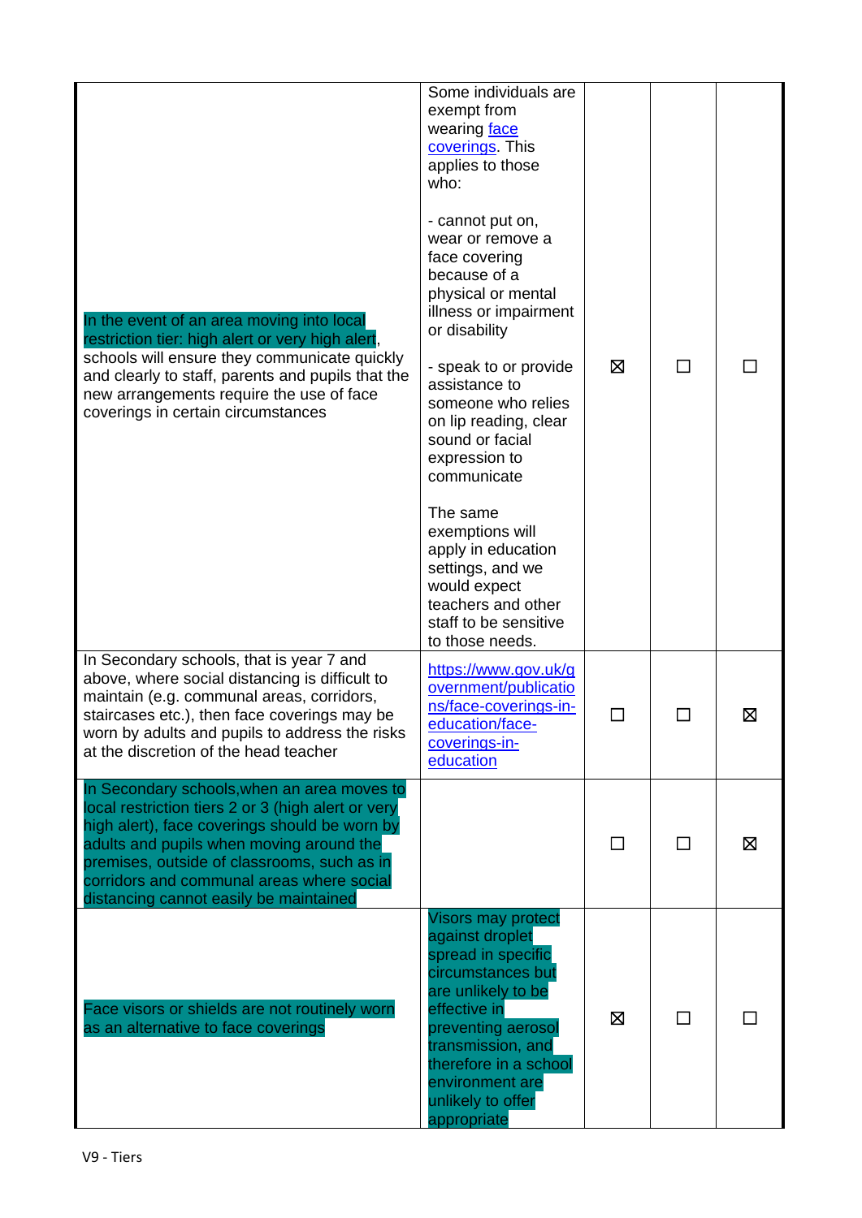| | | | | |
|---|---|---|---|---|
| In the event of an area moving into local restriction tier: high alert or very high alert, schools will ensure they communicate quickly and clearly to staff, parents and pupils that the new arrangements require the use of face coverings in certain circumstances | Some individuals are exempt from wearing [face coverings](https://www.gov.uk/government/publications/face-coverings-in-education/face-coverings-in-education). This applies to those who:<br><br>- cannot put on, wear or remove a face covering because of a physical or mental illness or impairment or disability<br><br>- speak to or provide assistance to someone who relies on lip reading, clear sound or facial expression to communicate<br><br>The same exemptions will apply in education settings, and we would expect teachers and other staff to be sensitive to those needs. | ☒ | ☐ | ☐ |
| In Secondary schools, that is year 7 and above, where social distancing is difficult to maintain (e.g. communal areas, corridors, staircases etc.), then face coverings may be worn by adults and pupils to address the risks at the discretion of the head teacher | [https://www.gov.uk/government/publications/face-coverings-in-education/face-coverings-in-education](https://www.gov.uk/government/publications/face-coverings-in-education/face-coverings-in-education) | ☐ | ☐ | ☒ |
| In Secondary schools,when an area moves to local restriction tiers 2 or 3 (high alert or very high alert), face coverings should be worn by adults and pupils when moving around the premises, outside of classrooms, such as in corridors and communal areas where social distancing cannot easily be maintained | | ☐ | ☐ | ☒ |
| Face visors or shields are not routinely worn as an alternative to face coverings | Visors may protect against droplet spread in specific circumstances but are unlikely to be effective in preventing aerosol transmission, and therefore in a school environment are unlikely to offer appropriate | ☒ | ☐ | ☐ |

V9 - Tiers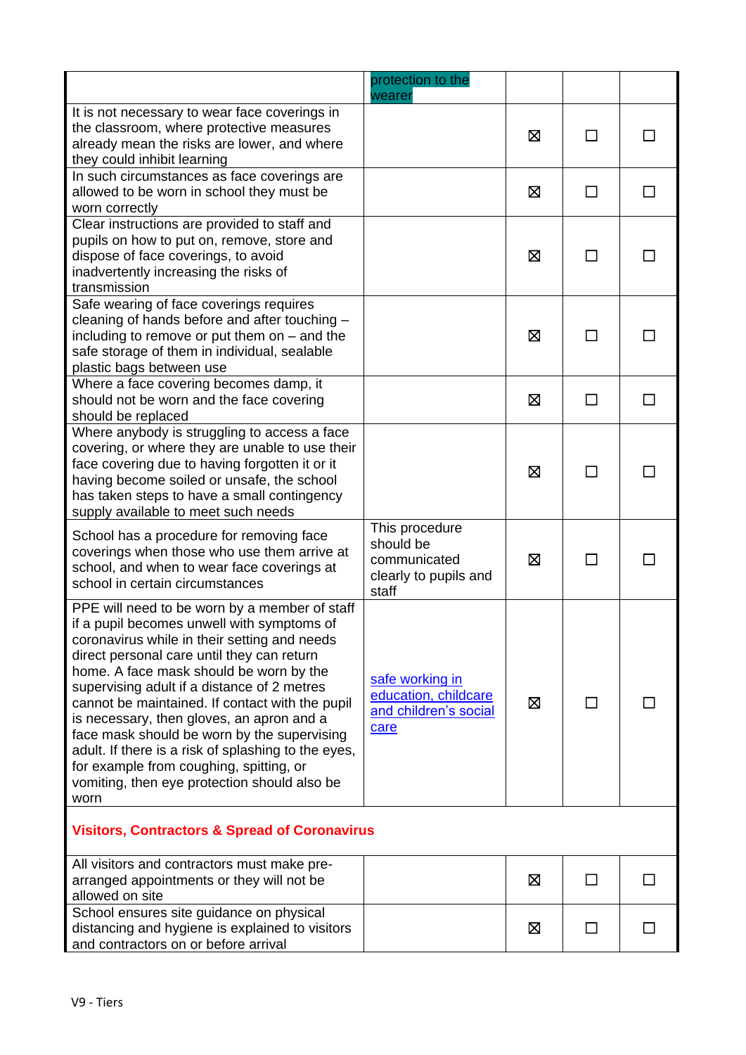| | | | | |
|---|---|---|---|---|
| | protection to the wearer | | | |
| It is not necessary to wear face coverings in the classroom, where protective measures already mean the risks are lower, and where they could inhibit learning | | ☒ | ☐ | ☐ |
| In such circumstances as face coverings are allowed to be worn in school they must be worn correctly | | ☒ | ☐ | ☐ |
| Clear instructions are provided to staff and pupils on how to put on, remove, store and dispose of face coverings, to avoid inadvertently increasing the risks of transmission | | ☒ | ☐ | ☐ |
| Safe wearing of face coverings requires cleaning of hands before and after touching – including to remove or put them on – and the safe storage of them in individual, sealable plastic bags between use | | ☒ | ☐ | ☐ |
| Where a face covering becomes damp, it should not be worn and the face covering should be replaced | | ☒ | ☐ | ☐ |
| Where anybody is struggling to access a face covering, or where they are unable to use their face covering due to having forgotten it or it having become soiled or unsafe, the school has taken steps to have a small contingency supply available to meet such needs | | ☒ | ☐ | ☐ |
| School has a procedure for removing face coverings when those who use them arrive at school, and when to wear face coverings at school in certain circumstances | This procedure should be communicated clearly to pupils and staff | ☒ | ☐ | ☐ |
| PPE will need to be worn by a member of staff if a pupil becomes unwell with symptoms of coronavirus while in their setting and needs direct personal care until they can return home. A face mask should be worn by the supervising adult if a distance of 2 metres cannot be maintained. If contact with the pupil is necessary, then gloves, an apron and a face mask should be worn by the supervising adult. If there is a risk of splashing to the eyes, for example from coughing, spitting, or vomiting, then eye protection should also be worn | safe working in education, childcare and children's social care | ☒ | ☐ | ☐ |
| **Visitors, Contractors & Spread of Coronavirus** | | | | |
| All visitors and contractors must make pre-arranged appointments or they will not be allowed on site | | ☒ | ☐ | ☐ |
| School ensures site guidance on physical distancing and hygiene is explained to visitors and contractors on or before arrival | | ☒ | ☐ | ☐ |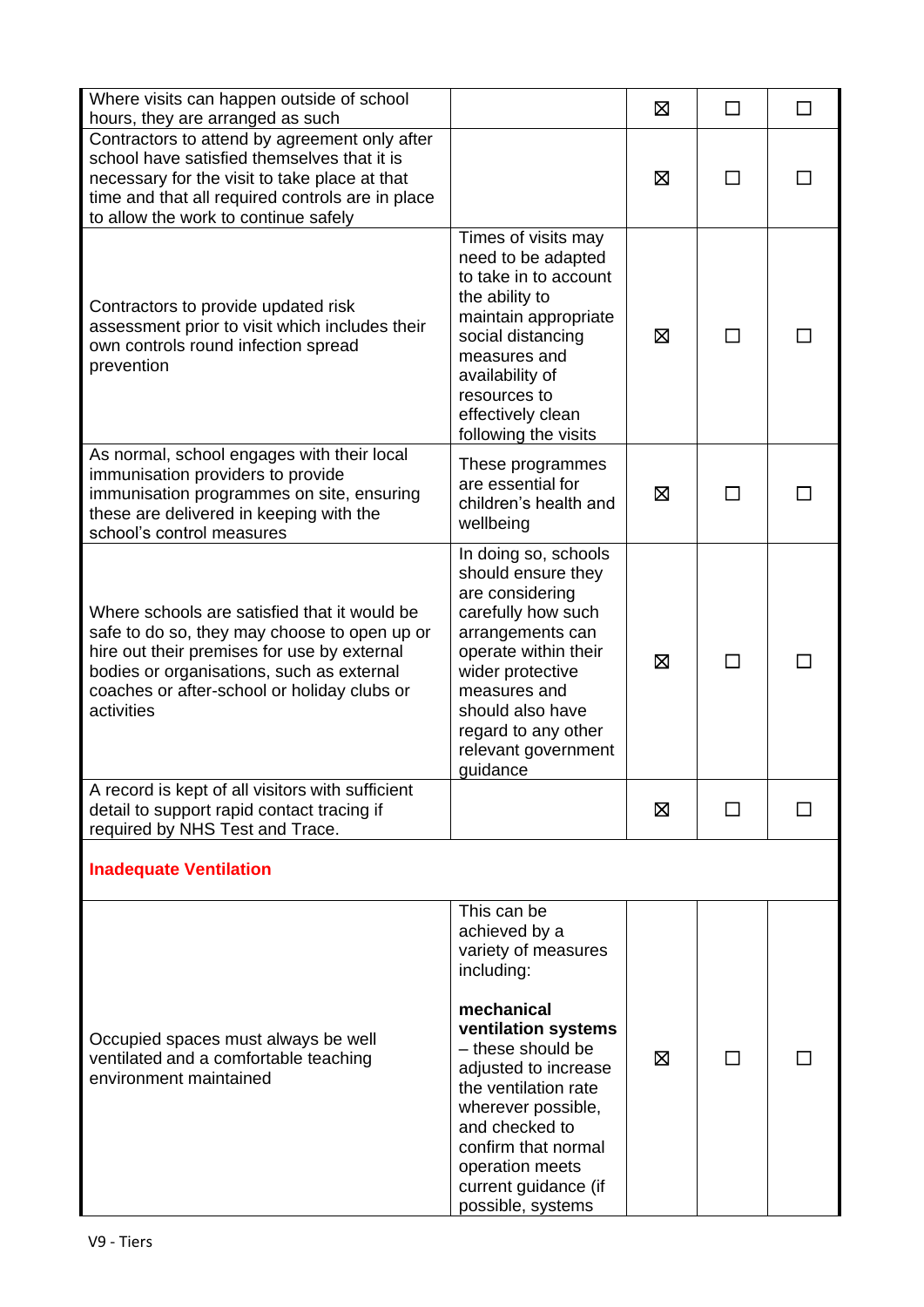| | | | | |
|---|---|---|---|---|
| Where visits can happen outside of school hours, they are arranged as such | | ☒ | ☐ | ☐ |
| Contractors to attend by agreement only after school have satisfied themselves that it is necessary for the visit to take place at that time and that all required controls are in place to allow the work to continue safely | | ☒ | ☐ | ☐ |
| Contractors to provide updated risk assessment prior to visit which includes their own controls round infection spread prevention | Times of visits may need to be adapted to take in to account the ability to maintain appropriate social distancing measures and availability of resources to effectively clean following the visits | ☒ | ☐ | ☐ |
| As normal, school engages with their local immunisation providers to provide immunisation programmes on site, ensuring these are delivered in keeping with the school's control measures | These programmes are essential for children's health and wellbeing | ☒ | ☐ | ☐ |
| Where schools are satisfied that it would be safe to do so, they may choose to open up or hire out their premises for use by external bodies or organisations, such as external coaches or after-school or holiday clubs or activities | In doing so, schools should ensure they are considering carefully how such arrangements can operate within their wider protective measures and should also have regard to any other relevant government guidance | ☒ | ☐ | ☐ |
| A record is kept of all visitors with sufficient detail to support rapid contact tracing if required by NHS Test and Trace. | | ☒ | ☐ | ☐ |
| **Inadequate Ventilation** | | | | |
| Occupied spaces must always be well ventilated and a comfortable teaching environment maintained | This can be achieved by a variety of measures including:<br><br>**mechanical ventilation systems** – these should be adjusted to increase the ventilation rate wherever possible, and checked to confirm that normal operation meets current guidance (if possible, systems | ☒ | ☐ | ☐ |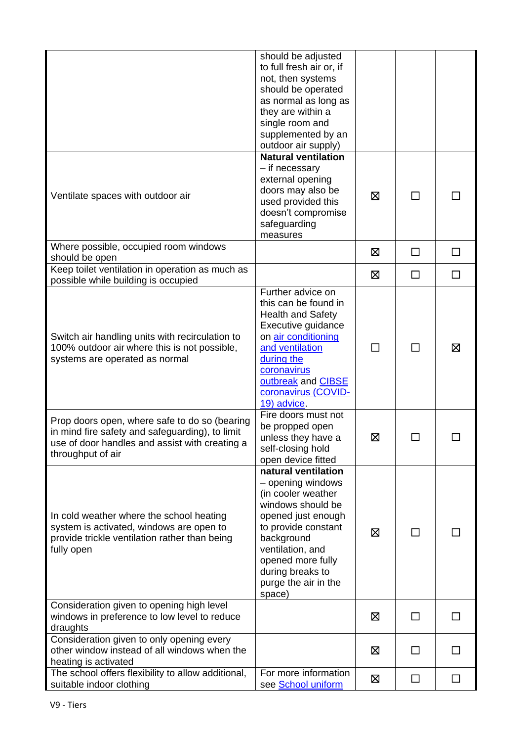| | | | | |
|---|---|---|---|---|
| | should be adjusted to full fresh air or, if not, then systems should be operated as normal as long as they are within a single room and supplemented by an outdoor air supply) | | | |
| Ventilate spaces with outdoor air | **Natural ventilation** – if necessary external opening doors may also be used provided this doesn't compromise safeguarding measures | ☒ | ☐ | ☐ |
| Where possible, occupied room windows should be open | | ☒ | ☐ | ☐ |
| Keep toilet ventilation in operation as much as possible while building is occupied | | ☒ | ☐ | ☐ |
| Switch air handling units with recirculation to 100% outdoor air where this is not possible, systems are operated as normal | Further advice on this can be found in Health and Safety Executive guidance on [air conditioning and ventilation during the coronavirus outbreak]() and [CIBSE coronavirus (COVID-19) advice](). | ☐ | ☐ | ☒ |
| Prop doors open, where safe to do so (bearing in mind fire safety and safeguarding), to limit use of door handles and assist with creating a throughput of air | Fire doors must not be propped open unless they have a self-closing hold open device fitted | ☒ | ☐ | ☐ |
| In cold weather where the school heating system is activated, windows are open to provide trickle ventilation rather than being fully open | **natural ventilation** – opening windows (in cooler weather windows should be opened just enough to provide constant background ventilation, and opened more fully during breaks to purge the air in the space) | ☒ | ☐ | ☐ |
| Consideration given to opening high level windows in preference to low level to reduce draughts | | ☒ | ☐ | ☐ |
| Consideration given to only opening every other window instead of all windows when the heating is activated | | ☒ | ☐ | ☐ |
| The school offers flexibility to allow additional, suitable indoor clothing | For more information see [School uniform]() | ☒ | ☐ | ☐ |

V9 - Tiers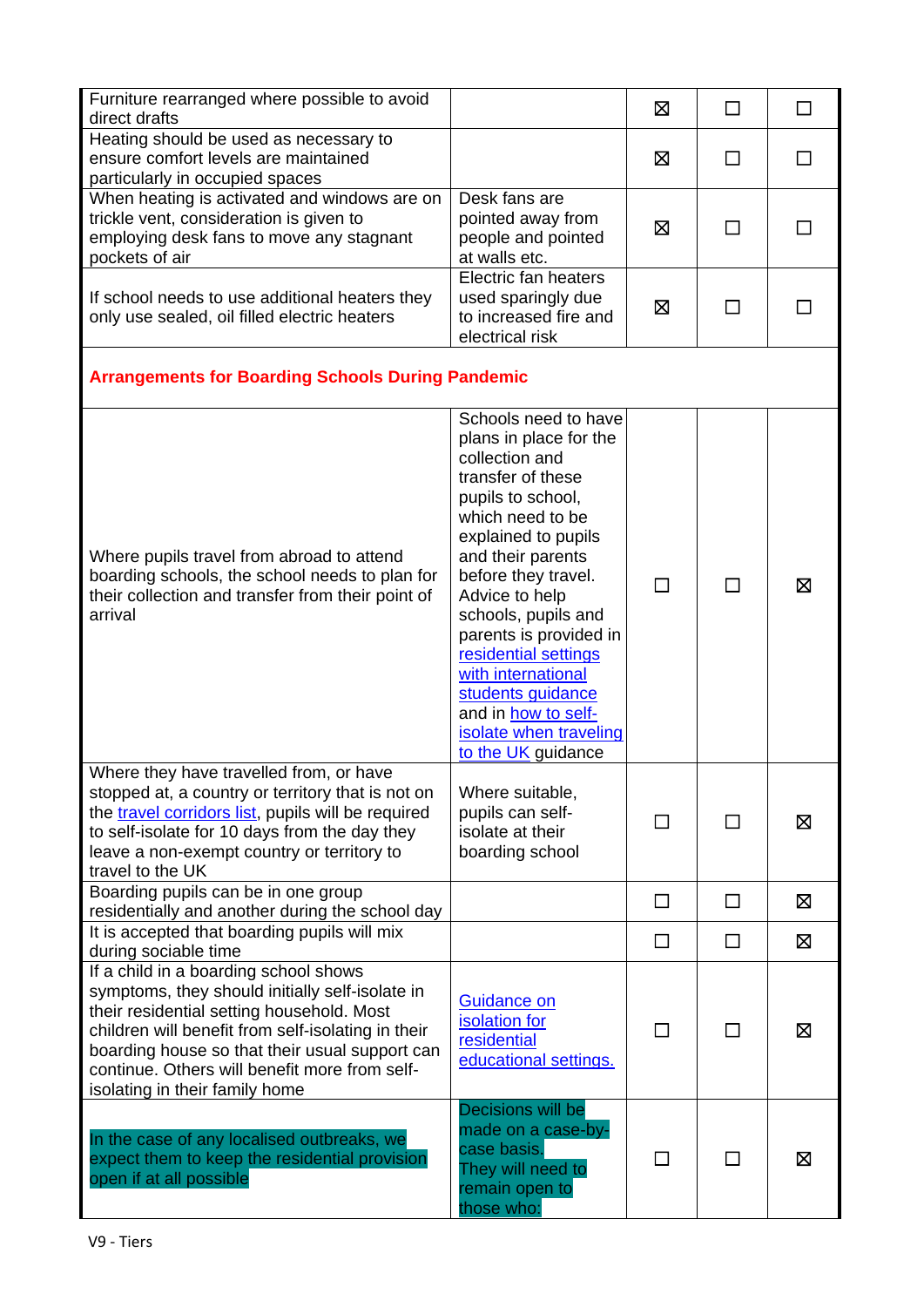| | | | | |
|---|---|---|---|---|
| Furniture rearranged where possible to avoid direct drafts | | ☒ | ☐ | ☐ |
| Heating should be used as necessary to ensure comfort levels are maintained particularly in occupied spaces | | ☒ | ☐ | ☐ |
| When heating is activated and windows are on trickle vent, consideration is given to employing desk fans to move any stagnant pockets of air | Desk fans are pointed away from people and pointed at walls etc. | ☒ | ☐ | ☐ |
| If school needs to use additional heaters they only use sealed, oil filled electric heaters | Electric fan heaters used sparingly due to increased fire and electrical risk | ☒ | ☐ | ☐ |
| **Arrangements for Boarding Schools During Pandemic** | | | | |
| Where pupils travel from abroad to attend boarding schools, the school needs to plan for their collection and transfer from their point of arrival | Schools need to have plans in place for the collection and transfer of these pupils to school, which need to be explained to pupils and their parents before they travel. Advice to help schools, pupils and parents is provided in residential settings with international students guidance and in how to self-isolate when traveling to the UK guidance | ☐ | ☐ | ☒ |
| Where they have travelled from, or have stopped at, a country or territory that is not on the travel corridors list, pupils will be required to self-isolate for 10 days from the day they leave a non-exempt country or territory to travel to the UK | Where suitable, pupils can self-isolate at their boarding school | ☐ | ☐ | ☒ |
| Boarding pupils can be in one group residentially and another during the school day | | ☐ | ☐ | ☒ |
| It is accepted that boarding pupils will mix during sociable time | | ☐ | ☐ | ☒ |
| If a child in a boarding school shows symptoms, they should initially self-isolate in their residential setting household. Most children will benefit from self-isolating in their boarding house so that their usual support can continue. Others will benefit more from self-isolating in their family home | Guidance on isolation for residential educational settings. | ☐ | ☐ | ☒ |
| In the case of any localised outbreaks, we expect them to keep the residential provision open if at all possible | Decisions will be made on a case-by-case basis. They will need to remain open to those who: | ☐ | ☐ | ☒ |

V9 - Tiers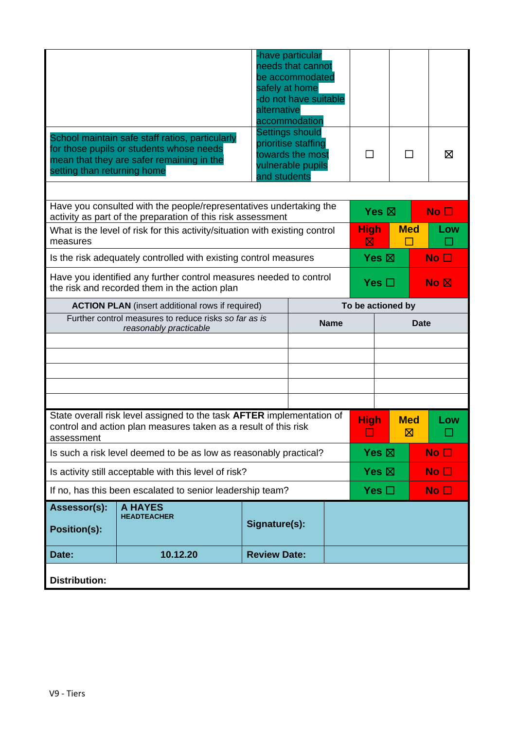| | | | | |
|---|---|---|---|---|
| | -have particular needs that cannot be accommodated safely at home<br>-do not have suitable alternative accommodation | | | |
| School maintain safe staff ratios, particularly for those pupils or students whose needs mean that they are safer remaining in the setting than returning home | Settings should prioritise staffing towards the most vulnerable pupils and students | ☐ | ☐ | ☒ |

| | | | |
|---|---|---|---|
| Have you consulted with the people/representatives undertaking the activity as part of the preparation of this risk assessment | **Yes** ☒ | | **No** ☐ |
| What is the level of risk for this activity/situation with existing control measures | **High** ☒ | **Med** ☐ | **Low** ☐ |
| Is the risk adequately controlled with existing control measures | **Yes** ☒ | | **No** ☐ |
| Have you identified any further control measures needed to control the risk and recorded them in the action plan | **Yes** ☐ | | **No** ☒ |

| **ACTION PLAN** (insert additional rows if required) | **To be actioned by** | |
|---|---|---|
| Further control measures to reduce risks *so far as is reasonably practicable* | **Name** | **Date** |
| | | |
| | | |
| | | |
| | | |
| | | |

| | | | |
|---|---|---|---|
| State overall risk level assigned to the task **AFTER** implementation of control and action plan measures taken as a result of this risk assessment | **High** ☐ | **Med** ☒ | **Low** ☐ |
| Is such a risk level deemed to be as low as reasonably practical? | **Yes** ☒ | | **No** ☐ |
| Is activity still acceptable with this level of risk? | **Yes** ☒ | | **No** ☐ |
| If no, has this been escalated to senior leadership team? | **Yes** ☐ | | **No** ☐ |

| | | | |
|---|---|---|---|
| **Assessor(s):**<br>**Position(s):** | **A HAYES**<br>**HEADTEACHER** | **Signature(s):** | |
| **Date:** | **10.12.20** | **Review Date:** | |
| **Distribution:** | | | |

V9 - Tiers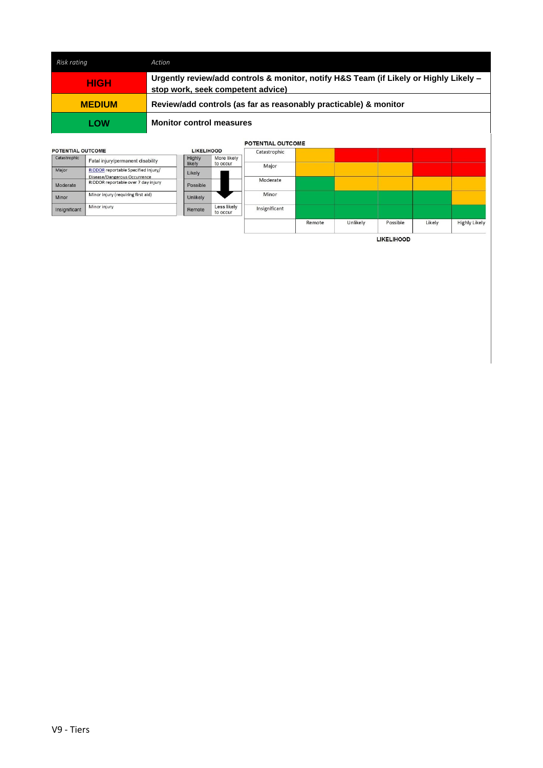| *Risk rating* | *Action* |
|---|---|
| **HIGH** | **Urgently review/add controls & monitor, notify H&S Team (if Likely or Highly Likely – stop work, seek competent advice)** |
| **MEDIUM** | **Review/add controls (as far as reasonably practicable) & monitor** |
| **LOW** | **Monitor control measures** |

**POTENTIAL OUTCOME**

| | |
|---|---|
| Catastrophic | Fatal injury/permanent disability |
| Major | RIDDOR reportable Specified Injury/ Disease/Dangerous Occurrence |
| Moderate | RIDDOR reportable over 7 day injury |
| Minor | Minor injury (requiring first aid) |
| Insignificant | Minor injury |

**LIKELIHOOD**

| | |
|---|---|
| Highly likely | More likely to occur |
| Likely | |
| Possible | |
| Unlikely | |
| Remote | Less likely to occur |

**POTENTIAL OUTCOME**

| | | | | | |
|---|---|---|---|---|---|
| Catastrophic | MEDIUM | HIGH | HIGH | HIGH | HIGH |
| Major | MEDIUM | MEDIUM | MEDIUM | HIGH | HIGH |
| Moderate | LOW | MEDIUM | MEDIUM | MEDIUM | MEDIUM |
| Minor | LOW | LOW | LOW | LOW | MEDIUM |
| Insignificant | LOW | LOW | LOW | LOW | LOW |
| | Remote | Unlikely | Possible | Likely | Highly Likely |

**LIKELIHOOD**

V9 - Tiers